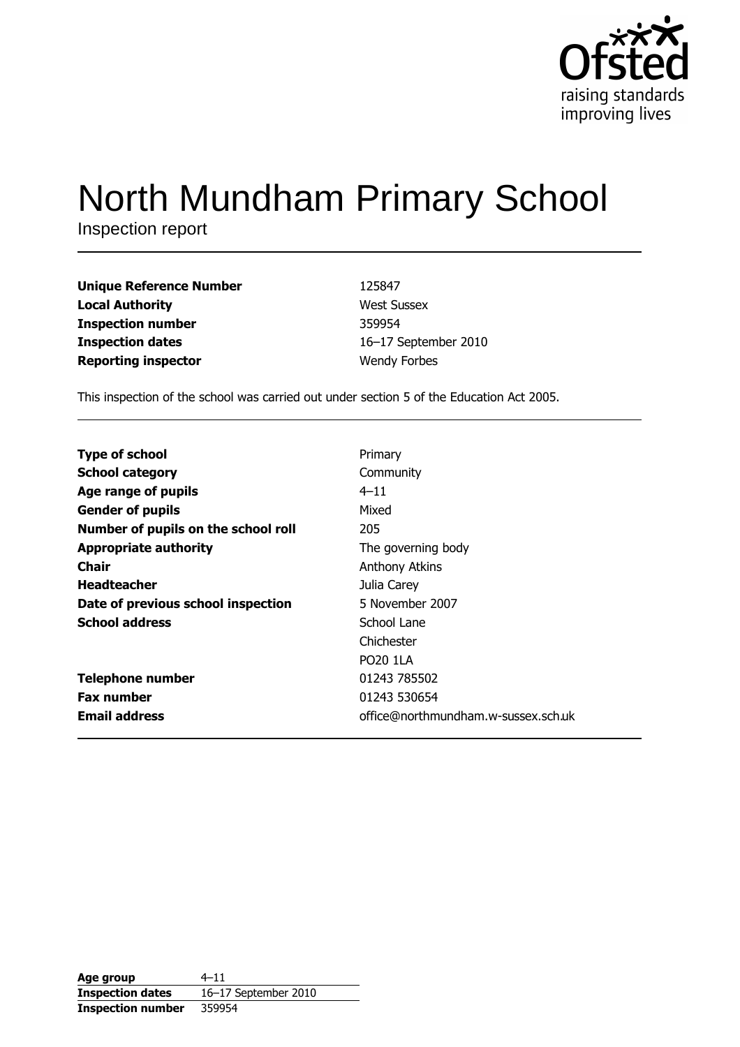# North Mundham Primary School

Inspection report

| | |
|---|---|
| **Unique Reference Number** | 125847 |
| **Local Authority** | West Sussex |
| **Inspection number** | 359954 |
| **Inspection dates** | 16–17 September 2010 |
| **Reporting inspector** | Wendy Forbes |

This inspection of the school was carried out under section 5 of the Education Act 2005.

| | |
|---|---|
| **Type of school** | Primary |
| **School category** | Community |
| **Age range of pupils** | 4–11 |
| **Gender of pupils** | Mixed |
| **Number of pupils on the school roll** | 205 |
| **Appropriate authority** | The governing body |
| **Chair** | Anthony Atkins |
| **Headteacher** | Julia Carey |
| **Date of previous school inspection** | 5 November 2007 |
| **School address** | School Lane<br>Chichester<br>PO20 1LA |
| **Telephone number** | 01243 785502 |
| **Fax number** | 01243 530654 |
| **Email address** | office@northmundham.w-sussex.sch.uk |

| | |
|---|---|
| **Age group** | 4–11 |
| **Inspection dates** | 16–17 September 2010 |
| **Inspection number** | 359954 |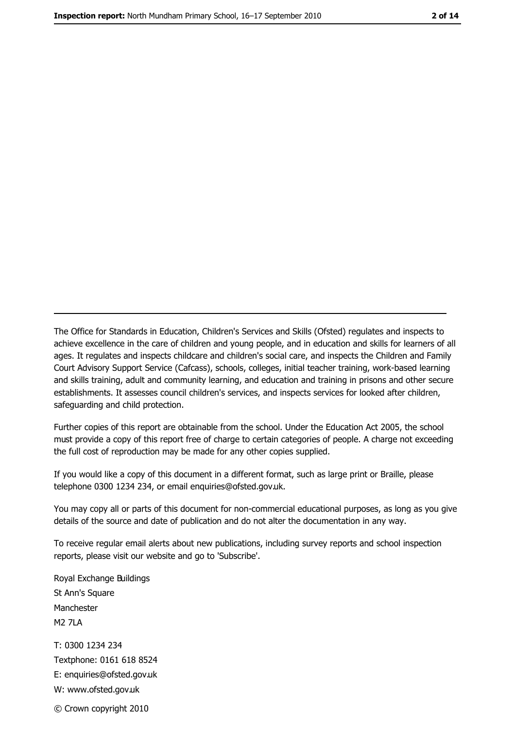The Office for Standards in Education, Children's Services and Skills (Ofsted) regulates and inspects to achieve excellence in the care of children and young people, and in education and skills for learners of all ages. It regulates and inspects childcare and children's social care, and inspects the Children and Family Court Advisory Support Service (Cafcass), schools, colleges, initial teacher training, work-based learning and skills training, adult and community learning, and education and training in prisons and other secure establishments. It assesses council children's services, and inspects services for looked after children, safeguarding and child protection.

Further copies of this report are obtainable from the school. Under the Education Act 2005, the school must provide a copy of this report free of charge to certain categories of people. A charge not exceeding the full cost of reproduction may be made for any other copies supplied.

If you would like a copy of this document in a different format, such as large print or Braille, please telephone 0300 1234 234, or email enquiries@ofsted.gov.uk.

You may copy all or parts of this document for non-commercial educational purposes, as long as you give details of the source and date of publication and do not alter the documentation in any way.

To receive regular email alerts about new publications, including survey reports and school inspection reports, please visit our website and go to 'Subscribe'.

Royal Exchange Buildings
St Ann's Square
Manchester
M2 7LA

T: 0300 1234 234
Textphone: 0161 618 8524
E: enquiries@ofsted.gov.uk
W: www.ofsted.gov.uk

© Crown copyright 2010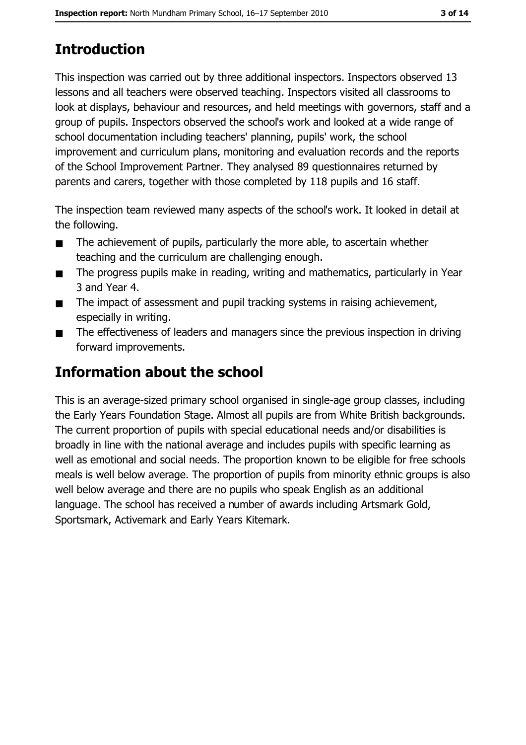## Introduction

This inspection was carried out by three additional inspectors. Inspectors observed 13 lessons and all teachers were observed teaching. Inspectors visited all classrooms to look at displays, behaviour and resources, and held meetings with governors, staff and a group of pupils. Inspectors observed the school's work and looked at a wide range of school documentation including teachers' planning, pupils' work, the school improvement and curriculum plans, monitoring and evaluation records and the reports of the School Improvement Partner. They analysed 89 questionnaires returned by parents and carers, together with those completed by 118 pupils and 16 staff.

The inspection team reviewed many aspects of the school's work. It looked in detail at the following.

- The achievement of pupils, particularly the more able, to ascertain whether teaching and the curriculum are challenging enough.
- The progress pupils make in reading, writing and mathematics, particularly in Year 3 and Year 4.
- The impact of assessment and pupil tracking systems in raising achievement, especially in writing.
- The effectiveness of leaders and managers since the previous inspection in driving forward improvements.

## Information about the school

This is an average-sized primary school organised in single-age group classes, including the Early Years Foundation Stage. Almost all pupils are from White British backgrounds. The current proportion of pupils with special educational needs and/or disabilities is broadly in line with the national average and includes pupils with specific learning as well as emotional and social needs. The proportion known to be eligible for free schools meals is well below average. The proportion of pupils from minority ethnic groups is also well below average and there are no pupils who speak English as an additional language. The school has received a number of awards including Artsmark Gold, Sportsmark, Activemark and Early Years Kitemark.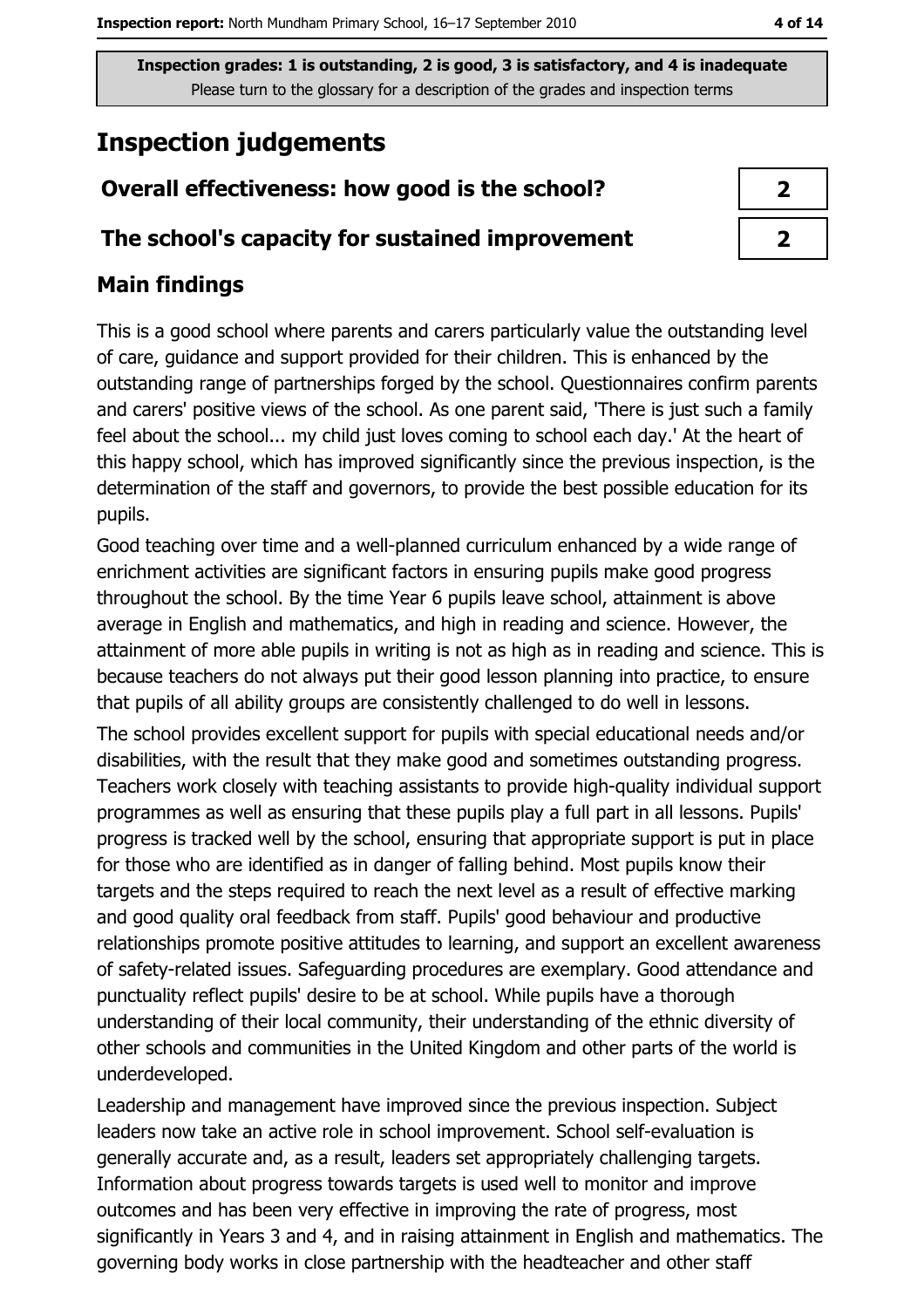Inspection grades: 1 is outstanding, 2 is good, 3 is satisfactory, and 4 is inadequate
Please turn to the glossary for a description of the grades and inspection terms

# Inspection judgements

| Overall effectiveness: how good is the school? | 2 |
| --- | --- |
| The school's capacity for sustained improvement | 2 |

## Main findings

This is a good school where parents and carers particularly value the outstanding level of care, guidance and support provided for their children. This is enhanced by the outstanding range of partnerships forged by the school. Questionnaires confirm parents and carers' positive views of the school. As one parent said, 'There is just such a family feel about the school... my child just loves coming to school each day.' At the heart of this happy school, which has improved significantly since the previous inspection, is the determination of the staff and governors, to provide the best possible education for its pupils.

Good teaching over time and a well-planned curriculum enhanced by a wide range of enrichment activities are significant factors in ensuring pupils make good progress throughout the school. By the time Year 6 pupils leave school, attainment is above average in English and mathematics, and high in reading and science. However, the attainment of more able pupils in writing is not as high as in reading and science. This is because teachers do not always put their good lesson planning into practice, to ensure that pupils of all ability groups are consistently challenged to do well in lessons.

The school provides excellent support for pupils with special educational needs and/or disabilities, with the result that they make good and sometimes outstanding progress. Teachers work closely with teaching assistants to provide high-quality individual support programmes as well as ensuring that these pupils play a full part in all lessons. Pupils' progress is tracked well by the school, ensuring that appropriate support is put in place for those who are identified as in danger of falling behind. Most pupils know their targets and the steps required to reach the next level as a result of effective marking and good quality oral feedback from staff. Pupils' good behaviour and productive relationships promote positive attitudes to learning, and support an excellent awareness of safety-related issues. Safeguarding procedures are exemplary. Good attendance and punctuality reflect pupils' desire to be at school. While pupils have a thorough understanding of their local community, their understanding of the ethnic diversity of other schools and communities in the United Kingdom and other parts of the world is underdeveloped.

Leadership and management have improved since the previous inspection. Subject leaders now take an active role in school improvement. School self-evaluation is generally accurate and, as a result, leaders set appropriately challenging targets. Information about progress towards targets is used well to monitor and improve outcomes and has been very effective in improving the rate of progress, most significantly in Years 3 and 4, and in raising attainment in English and mathematics. The governing body works in close partnership with the headteacher and other staff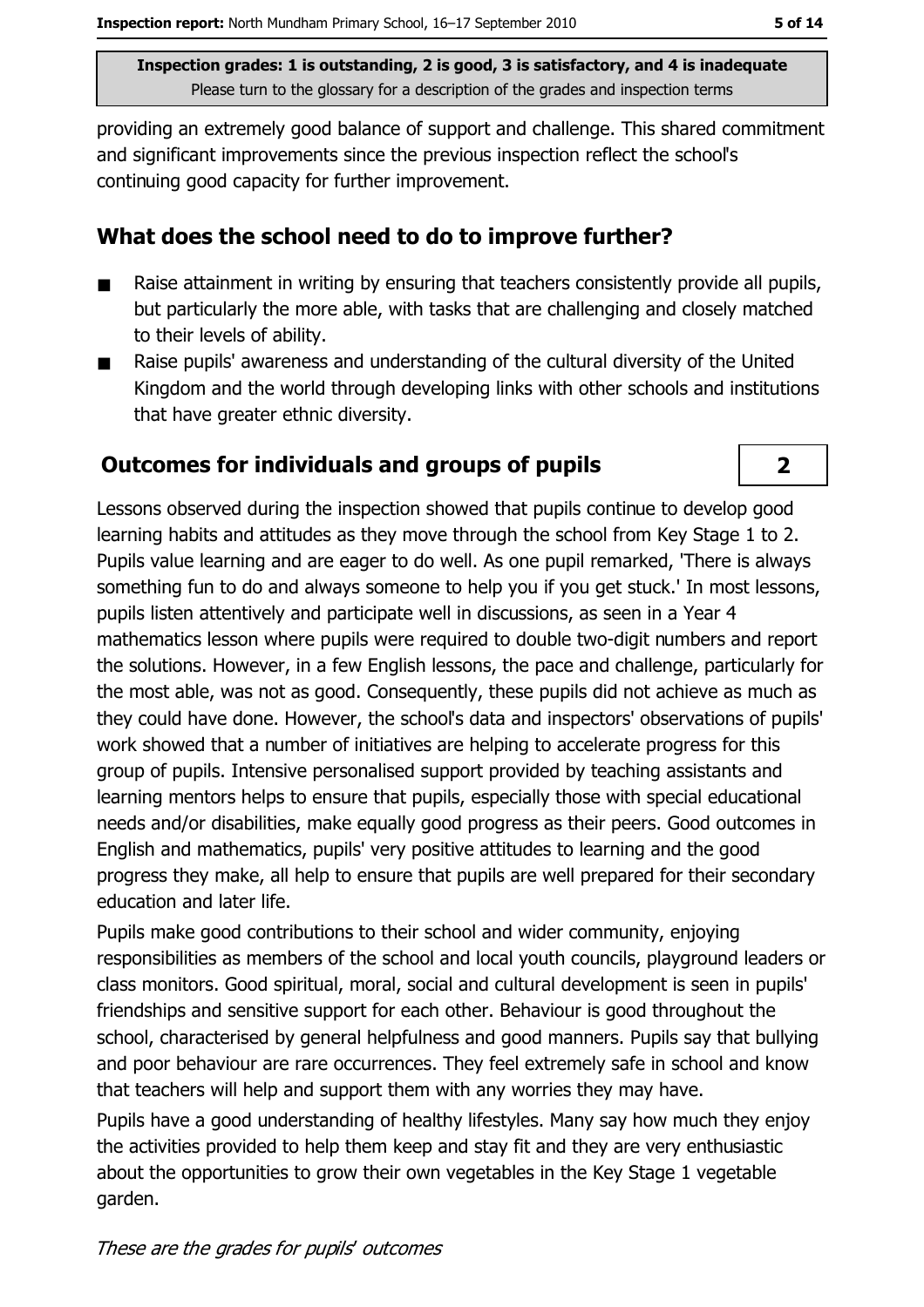providing an extremely good balance of support and challenge. This shared commitment and significant improvements since the previous inspection reflect the school's continuing good capacity for further improvement.

## What does the school need to do to improve further?

- Raise attainment in writing by ensuring that teachers consistently provide all pupils, but particularly the more able, with tasks that are challenging and closely matched to their levels of ability.
- Raise pupils' awareness and understanding of the cultural diversity of the United Kingdom and the world through developing links with other schools and institutions that have greater ethnic diversity.

## Outcomes for individuals and groups of pupils

**2**

Lessons observed during the inspection showed that pupils continue to develop good learning habits and attitudes as they move through the school from Key Stage 1 to 2. Pupils value learning and are eager to do well. As one pupil remarked, 'There is always something fun to do and always someone to help you if you get stuck.' In most lessons, pupils listen attentively and participate well in discussions, as seen in a Year 4 mathematics lesson where pupils were required to double two-digit numbers and report the solutions. However, in a few English lessons, the pace and challenge, particularly for the most able, was not as good. Consequently, these pupils did not achieve as much as they could have done. However, the school's data and inspectors' observations of pupils' work showed that a number of initiatives are helping to accelerate progress for this group of pupils. Intensive personalised support provided by teaching assistants and learning mentors helps to ensure that pupils, especially those with special educational needs and/or disabilities, make equally good progress as their peers. Good outcomes in English and mathematics, pupils' very positive attitudes to learning and the good progress they make, all help to ensure that pupils are well prepared for their secondary education and later life.

Pupils make good contributions to their school and wider community, enjoying responsibilities as members of the school and local youth councils, playground leaders or class monitors. Good spiritual, moral, social and cultural development is seen in pupils' friendships and sensitive support for each other. Behaviour is good throughout the school, characterised by general helpfulness and good manners. Pupils say that bullying and poor behaviour are rare occurrences. They feel extremely safe in school and know that teachers will help and support them with any worries they may have.

Pupils have a good understanding of healthy lifestyles. Many say how much they enjoy the activities provided to help them keep and stay fit and they are very enthusiastic about the opportunities to grow their own vegetables in the Key Stage 1 vegetable garden.

*These are the grades for pupils' outcomes*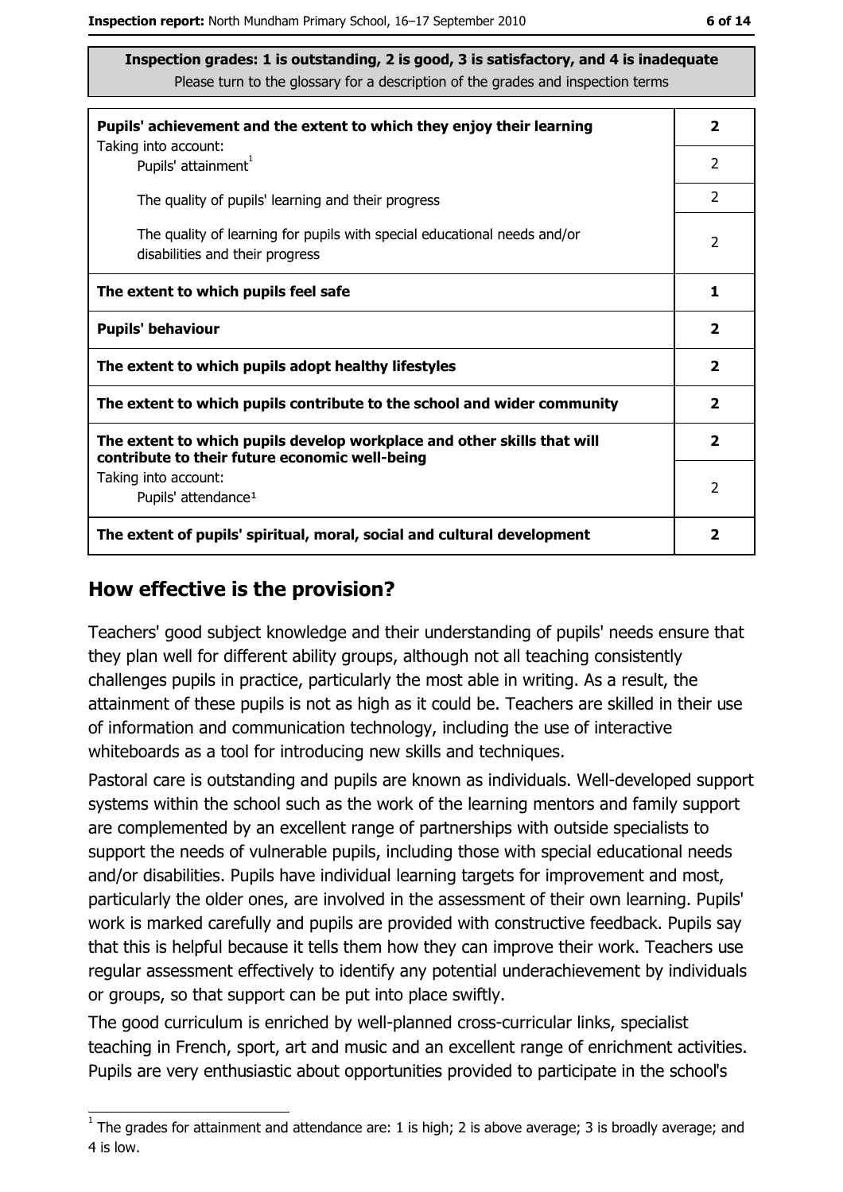**Inspection grades: 1 is outstanding, 2 is good, 3 is satisfactory, and 4 is inadequate**
Please turn to the glossary for a description of the grades and inspection terms

| | |
|---|---|
| **Pupils' achievement and the extent to which they enjoy their learning** | **2** |
| Taking into account: Pupils' attainment[1] | 2 |
| The quality of pupils' learning and their progress | 2 |
| The quality of learning for pupils with special educational needs and/or disabilities and their progress | 2 |
| **The extent to which pupils feel safe** | **1** |
| **Pupils' behaviour** | **2** |
| **The extent to which pupils adopt healthy lifestyles** | **2** |
| **The extent to which pupils contribute to the school and wider community** | **2** |
| **The extent to which pupils develop workplace and other skills that will contribute to their future economic well-being** | **2** |
| Taking into account: Pupils' attendance[1] | 2 |
| **The extent of pupils' spiritual, moral, social and cultural development** | **2** |

## How effective is the provision?

Teachers' good subject knowledge and their understanding of pupils' needs ensure that they plan well for different ability groups, although not all teaching consistently challenges pupils in practice, particularly the most able in writing. As a result, the attainment of these pupils is not as high as it could be. Teachers are skilled in their use of information and communication technology, including the use of interactive whiteboards as a tool for introducing new skills and techniques.

Pastoral care is outstanding and pupils are known as individuals. Well-developed support systems within the school such as the work of the learning mentors and family support are complemented by an excellent range of partnerships with outside specialists to support the needs of vulnerable pupils, including those with special educational needs and/or disabilities. Pupils have individual learning targets for improvement and most, particularly the older ones, are involved in the assessment of their own learning. Pupils' work is marked carefully and pupils are provided with constructive feedback. Pupils say that this is helpful because it tells them how they can improve their work. Teachers use regular assessment effectively to identify any potential underachievement by individuals or groups, so that support can be put into place swiftly.

The good curriculum is enriched by well-planned cross-curricular links, specialist teaching in French, sport, art and music and an excellent range of enrichment activities. Pupils are very enthusiastic about opportunities provided to participate in the school's

[1] The grades for attainment and attendance are: 1 is high; 2 is above average; 3 is broadly average; and 4 is low.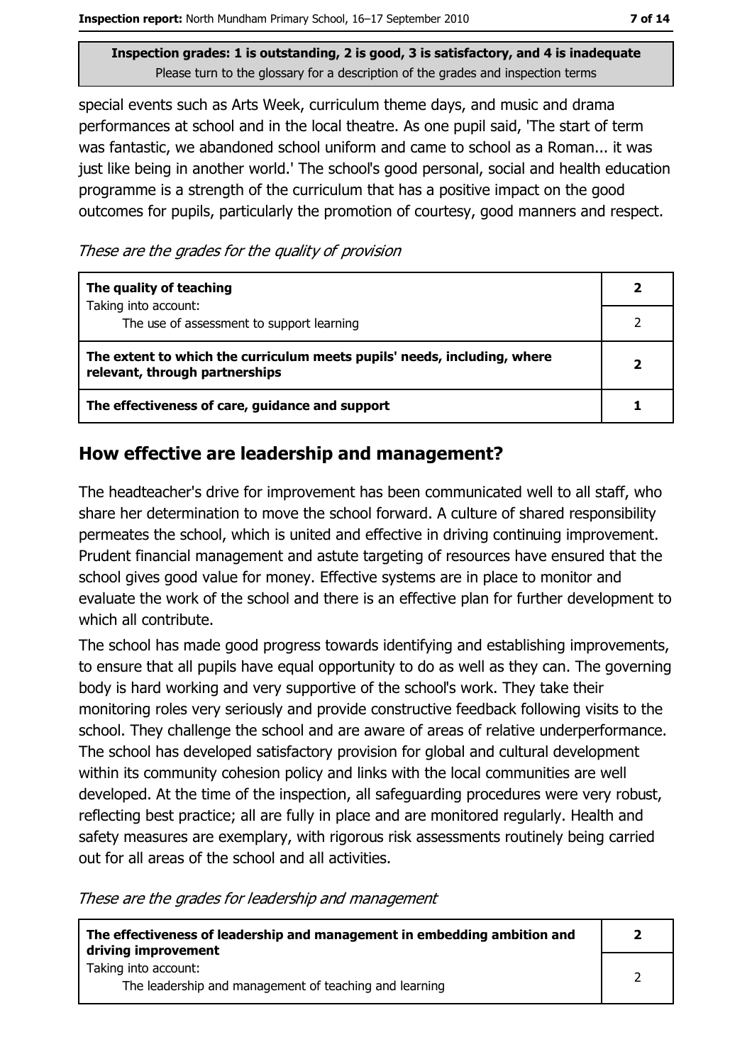special events such as Arts Week, curriculum theme days, and music and drama performances at school and in the local theatre. As one pupil said, 'The start of term was fantastic, we abandoned school uniform and came to school as a Roman... it was just like being in another world.' The school's good personal, social and health education programme is a strength of the curriculum that has a positive impact on the good outcomes for pupils, particularly the promotion of courtesy, good manners and respect.

*These are the grades for the quality of provision*

| | |
|---|---|
| **The quality of teaching** | **2** |
| Taking into account:<br>The use of assessment to support learning | 2 |
| **The extent to which the curriculum meets pupils' needs, including, where relevant, through partnerships** | **2** |
| **The effectiveness of care, guidance and support** | **1** |

## How effective are leadership and management?

The headteacher's drive for improvement has been communicated well to all staff, who share her determination to move the school forward. A culture of shared responsibility permeates the school, which is united and effective in driving continuing improvement. Prudent financial management and astute targeting of resources have ensured that the school gives good value for money. Effective systems are in place to monitor and evaluate the work of the school and there is an effective plan for further development to which all contribute.

The school has made good progress towards identifying and establishing improvements, to ensure that all pupils have equal opportunity to do as well as they can. The governing body is hard working and very supportive of the school's work. They take their monitoring roles very seriously and provide constructive feedback following visits to the school. They challenge the school and are aware of areas of relative underperformance. The school has developed satisfactory provision for global and cultural development within its community cohesion policy and links with the local communities are well developed. At the time of the inspection, all safeguarding procedures were very robust, reflecting best practice; all are fully in place and are monitored regularly. Health and safety measures are exemplary, with rigorous risk assessments routinely being carried out for all areas of the school and all activities.

*These are the grades for leadership and management*

| | |
|---|---|
| **The effectiveness of leadership and management in embedding ambition and driving improvement** | **2** |
| Taking into account:<br>The leadership and management of teaching and learning | 2 |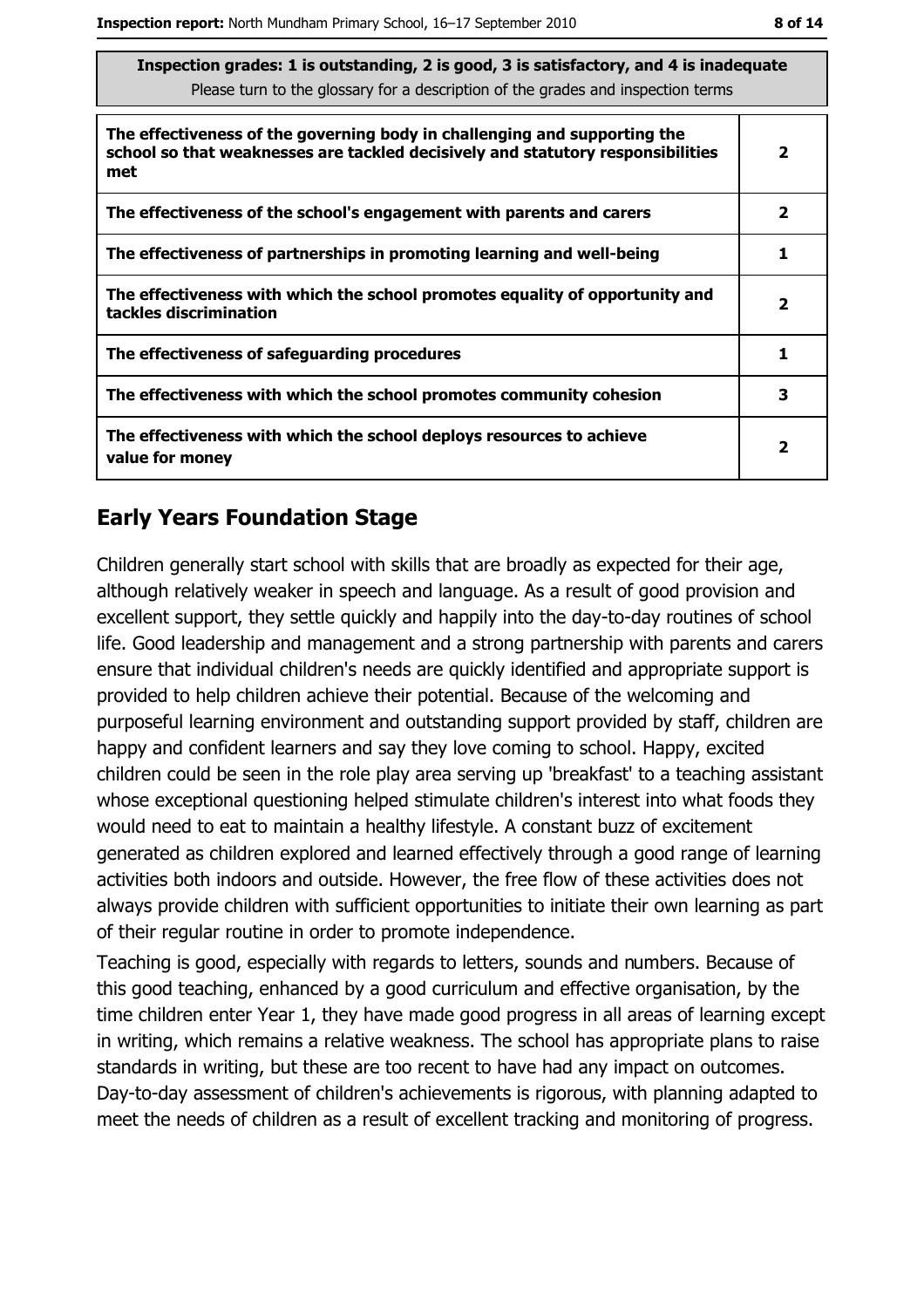| Inspection grades: 1 is outstanding, 2 is good, 3 is satisfactory, and 4 is inadequate<br>Please turn to the glossary for a description of the grades and inspection terms | |
|---|---|
| **The effectiveness of the governing body in challenging and supporting the school so that weaknesses are tackled decisively and statutory responsibilities met** | **2** |
| **The effectiveness of the school's engagement with parents and carers** | **2** |
| **The effectiveness of partnerships in promoting learning and well-being** | **1** |
| **The effectiveness with which the school promotes equality of opportunity and tackles discrimination** | **2** |
| **The effectiveness of safeguarding procedures** | **1** |
| **The effectiveness with which the school promotes community cohesion** | **3** |
| **The effectiveness with which the school deploys resources to achieve value for money** | **2** |

## Early Years Foundation Stage

Children generally start school with skills that are broadly as expected for their age, although relatively weaker in speech and language. As a result of good provision and excellent support, they settle quickly and happily into the day-to-day routines of school life. Good leadership and management and a strong partnership with parents and carers ensure that individual children's needs are quickly identified and appropriate support is provided to help children achieve their potential. Because of the welcoming and purposeful learning environment and outstanding support provided by staff, children are happy and confident learners and say they love coming to school. Happy, excited children could be seen in the role play area serving up 'breakfast' to a teaching assistant whose exceptional questioning helped stimulate children's interest into what foods they would need to eat to maintain a healthy lifestyle. A constant buzz of excitement generated as children explored and learned effectively through a good range of learning activities both indoors and outside. However, the free flow of these activities does not always provide children with sufficient opportunities to initiate their own learning as part of their regular routine in order to promote independence.

Teaching is good, especially with regards to letters, sounds and numbers. Because of this good teaching, enhanced by a good curriculum and effective organisation, by the time children enter Year 1, they have made good progress in all areas of learning except in writing, which remains a relative weakness. The school has appropriate plans to raise standards in writing, but these are too recent to have had any impact on outcomes. Day-to-day assessment of children's achievements is rigorous, with planning adapted to meet the needs of children as a result of excellent tracking and monitoring of progress.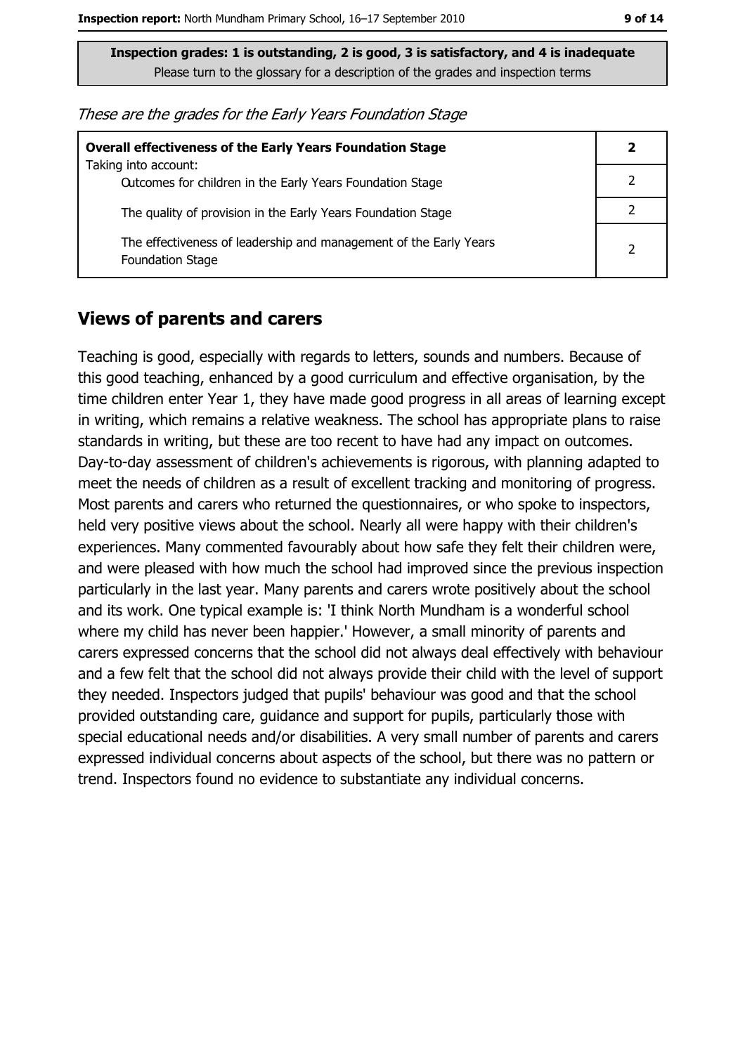**Inspection grades: 1 is outstanding, 2 is good, 3 is satisfactory, and 4 is inadequate**
Please turn to the glossary for a description of the grades and inspection terms

*These are the grades for the Early Years Foundation Stage*

| **Overall effectiveness of the Early Years Foundation Stage** | **2** |
|---|---|
| Taking into account: Outcomes for children in the Early Years Foundation Stage | 2 |
| The quality of provision in the Early Years Foundation Stage | 2 |
| The effectiveness of leadership and management of the Early Years Foundation Stage | 2 |

## Views of parents and carers

Teaching is good, especially with regards to letters, sounds and numbers. Because of this good teaching, enhanced by a good curriculum and effective organisation, by the time children enter Year 1, they have made good progress in all areas of learning except in writing, which remains a relative weakness. The school has appropriate plans to raise standards in writing, but these are too recent to have had any impact on outcomes. Day-to-day assessment of children's achievements is rigorous, with planning adapted to meet the needs of children as a result of excellent tracking and monitoring of progress. Most parents and carers who returned the questionnaires, or who spoke to inspectors, held very positive views about the school. Nearly all were happy with their children's experiences. Many commented favourably about how safe they felt their children were, and were pleased with how much the school had improved since the previous inspection particularly in the last year. Many parents and carers wrote positively about the school and its work. One typical example is: 'I think North Mundham is a wonderful school where my child has never been happier.' However, a small minority of parents and carers expressed concerns that the school did not always deal effectively with behaviour and a few felt that the school did not always provide their child with the level of support they needed. Inspectors judged that pupils' behaviour was good and that the school provided outstanding care, guidance and support for pupils, particularly those with special educational needs and/or disabilities. A very small number of parents and carers expressed individual concerns about aspects of the school, but there was no pattern or trend. Inspectors found no evidence to substantiate any individual concerns.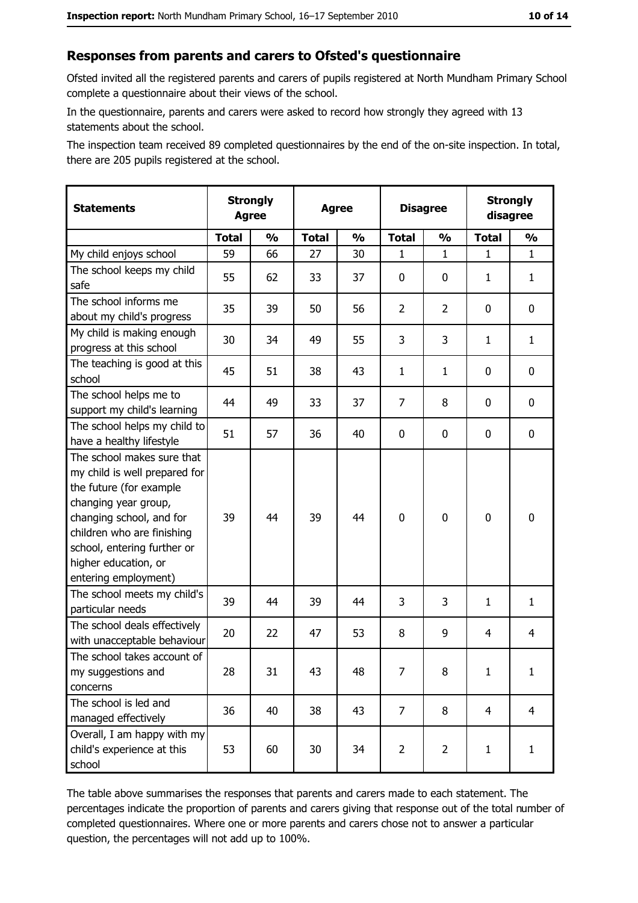## Responses from parents and carers to Ofsted's questionnaire

Ofsted invited all the registered parents and carers of pupils registered at North Mundham Primary School complete a questionnaire about their views of the school.

In the questionnaire, parents and carers were asked to record how strongly they agreed with 13 statements about the school.

The inspection team received 89 completed questionnaires by the end of the on-site inspection. In total, there are 205 pupils registered at the school.

| Statements | Strongly Agree | | Agree | | Disagree | | Strongly disagree | |
|---|---|---|---|---|---|---|---|---|
| | Total | % | Total | % | Total | % | Total | % |
| My child enjoys school | 59 | 66 | 27 | 30 | 1 | 1 | 1 | 1 |
| The school keeps my child safe | 55 | 62 | 33 | 37 | 0 | 0 | 1 | 1 |
| The school informs me about my child's progress | 35 | 39 | 50 | 56 | 2 | 2 | 0 | 0 |
| My child is making enough progress at this school | 30 | 34 | 49 | 55 | 3 | 3 | 1 | 1 |
| The teaching is good at this school | 45 | 51 | 38 | 43 | 1 | 1 | 0 | 0 |
| The school helps me to support my child's learning | 44 | 49 | 33 | 37 | 7 | 8 | 0 | 0 |
| The school helps my child to have a healthy lifestyle | 51 | 57 | 36 | 40 | 0 | 0 | 0 | 0 |
| The school makes sure that my child is well prepared for the future (for example changing year group, changing school, and for children who are finishing school, entering further or higher education, or entering employment) | 39 | 44 | 39 | 44 | 0 | 0 | 0 | 0 |
| The school meets my child's particular needs | 39 | 44 | 39 | 44 | 3 | 3 | 1 | 1 |
| The school deals effectively with unacceptable behaviour | 20 | 22 | 47 | 53 | 8 | 9 | 4 | 4 |
| The school takes account of my suggestions and concerns | 28 | 31 | 43 | 48 | 7 | 8 | 1 | 1 |
| The school is led and managed effectively | 36 | 40 | 38 | 43 | 7 | 8 | 4 | 4 |
| Overall, I am happy with my child's experience at this school | 53 | 60 | 30 | 34 | 2 | 2 | 1 | 1 |

The table above summarises the responses that parents and carers made to each statement. The percentages indicate the proportion of parents and carers giving that response out of the total number of completed questionnaires. Where one or more parents and carers chose not to answer a particular question, the percentages will not add up to 100%.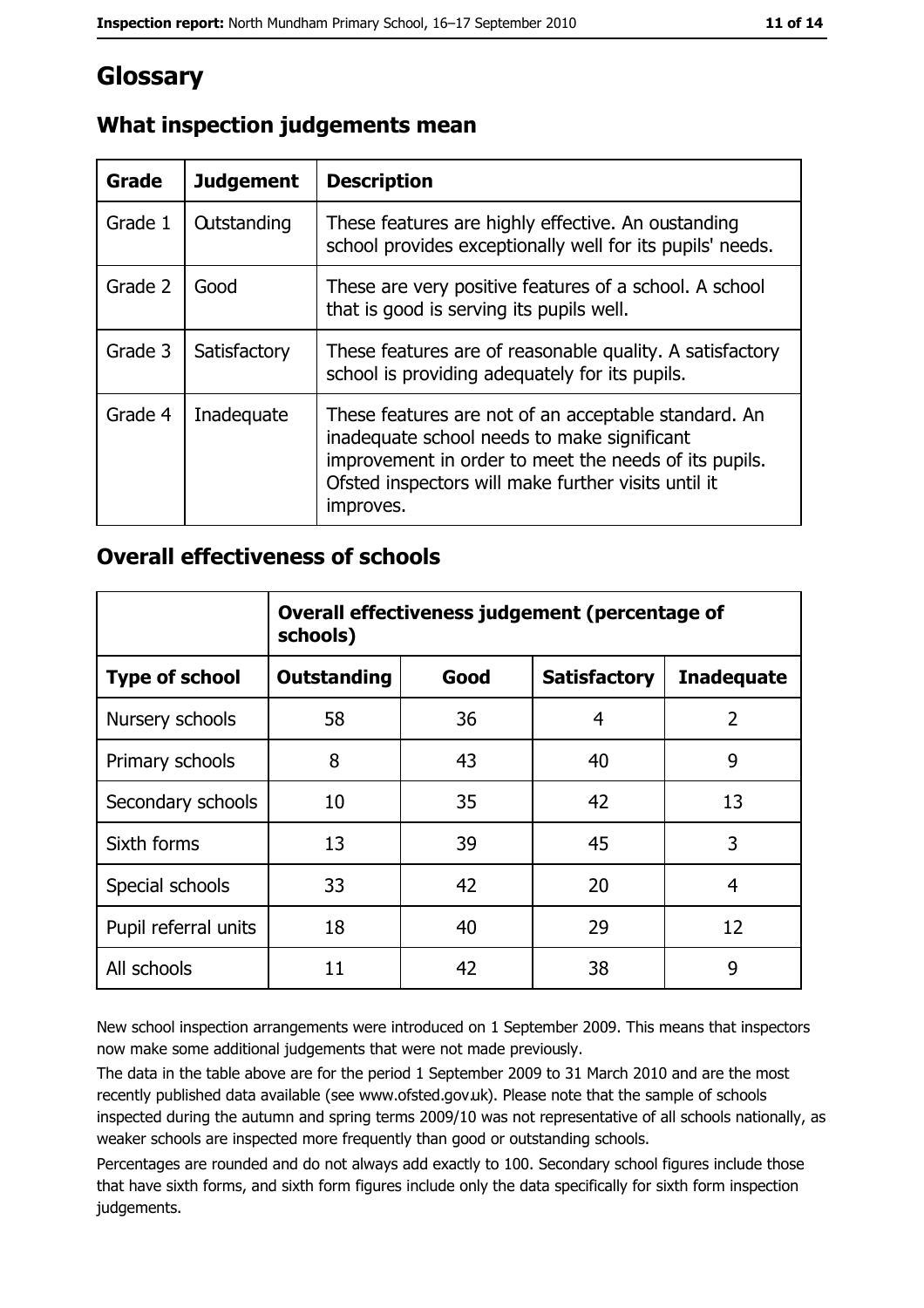# Glossary

## What inspection judgements mean

| Grade | Judgement | Description |
|---|---|---|
| Grade 1 | Outstanding | These features are highly effective. An oustanding school provides exceptionally well for its pupils' needs. |
| Grade 2 | Good | These are very positive features of a school. A school that is good is serving its pupils well. |
| Grade 3 | Satisfactory | These features are of reasonable quality. A satisfactory school is providing adequately for its pupils. |
| Grade 4 | Inadequate | These features are not of an acceptable standard. An inadequate school needs to make significant improvement in order to meet the needs of its pupils. Ofsted inspectors will make further visits until it improves. |

## Overall effectiveness of schools

| | Overall effectiveness judgement (percentage of schools) | | | |
|---|---|---|---|---|
| **Type of school** | **Outstanding** | **Good** | **Satisfactory** | **Inadequate** |
| Nursery schools | 58 | 36 | 4 | 2 |
| Primary schools | 8 | 43 | 40 | 9 |
| Secondary schools | 10 | 35 | 42 | 13 |
| Sixth forms | 13 | 39 | 45 | 3 |
| Special schools | 33 | 42 | 20 | 4 |
| Pupil referral units | 18 | 40 | 29 | 12 |
| All schools | 11 | 42 | 38 | 9 |

New school inspection arrangements were introduced on 1 September 2009. This means that inspectors now make some additional judgements that were not made previously.

The data in the table above are for the period 1 September 2009 to 31 March 2010 and are the most recently published data available (see www.ofsted.gov.uk). Please note that the sample of schools inspected during the autumn and spring terms 2009/10 was not representative of all schools nationally, as weaker schools are inspected more frequently than good or outstanding schools.

Percentages are rounded and do not always add exactly to 100. Secondary school figures include those that have sixth forms, and sixth form figures include only the data specifically for sixth form inspection judgements.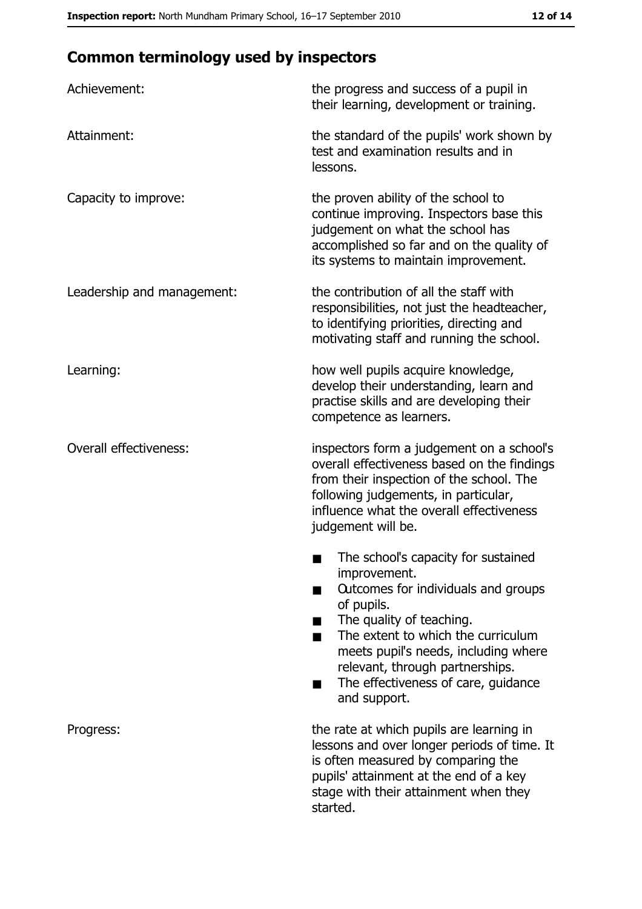## Common terminology used by inspectors

| | |
|---|---|
| Achievement: | the progress and success of a pupil in their learning, development or training. |
| Attainment: | the standard of the pupils' work shown by test and examination results and in lessons. |
| Capacity to improve: | the proven ability of the school to continue improving. Inspectors base this judgement on what the school has accomplished so far and on the quality of its systems to maintain improvement. |
| Leadership and management: | the contribution of all the staff with responsibilities, not just the headteacher, to identifying priorities, directing and motivating staff and running the school. |
| Learning: | how well pupils acquire knowledge, develop their understanding, learn and practise skills and are developing their competence as learners. |
| Overall effectiveness: | inspectors form a judgement on a school's overall effectiveness based on the findings from their inspection of the school. The following judgements, in particular, influence what the overall effectiveness judgement will be.<br>■ The school's capacity for sustained improvement.<br>■ Outcomes for individuals and groups of pupils.<br>■ The quality of teaching.<br>■ The extent to which the curriculum meets pupil's needs, including where relevant, through partnerships.<br>■ The effectiveness of care, guidance and support. |
| Progress: | the rate at which pupils are learning in lessons and over longer periods of time. It is often measured by comparing the pupils' attainment at the end of a key stage with their attainment when they started. |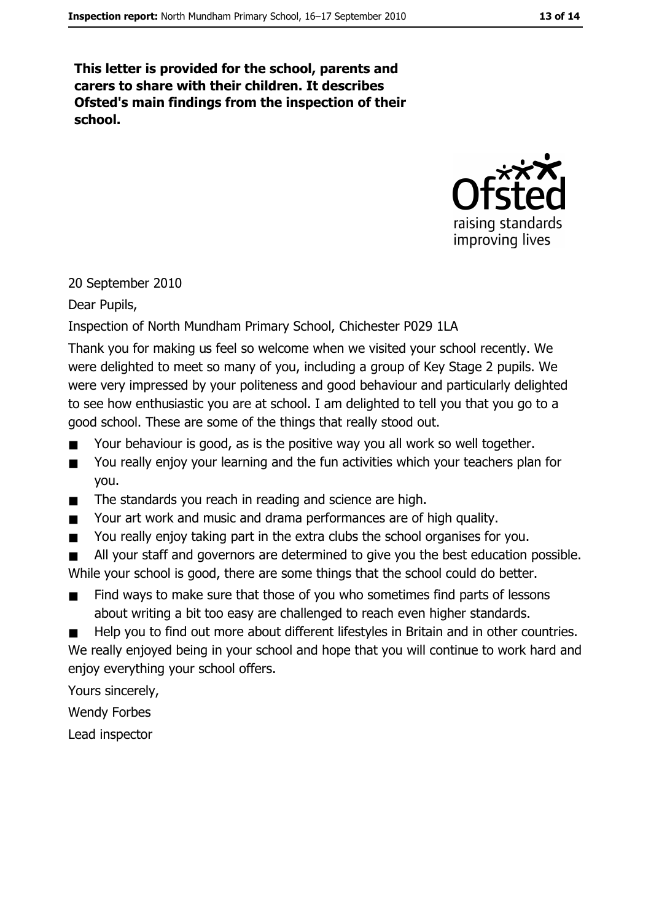**This letter is provided for the school, parents and carers to share with their children. It describes Ofsted's main findings from the inspection of their school.**

20 September 2010

Dear Pupils,

Inspection of North Mundham Primary School, Chichester P029 1LA

Thank you for making us feel so welcome when we visited your school recently. We were delighted to meet so many of you, including a group of Key Stage 2 pupils. We were very impressed by your politeness and good behaviour and particularly delighted to see how enthusiastic you are at school. I am delighted to tell you that you go to a good school. These are some of the things that really stood out.

- Your behaviour is good, as is the positive way you all work so well together.
- You really enjoy your learning and the fun activities which your teachers plan for you.
- The standards you reach in reading and science are high.
- Your art work and music and drama performances are of high quality.
- You really enjoy taking part in the extra clubs the school organises for you.
- All your staff and governors are determined to give you the best education possible.

While your school is good, there are some things that the school could do better.

- Find ways to make sure that those of you who sometimes find parts of lessons about writing a bit too easy are challenged to reach even higher standards.
- Help you to find out more about different lifestyles in Britain and in other countries.

We really enjoyed being in your school and hope that you will continue to work hard and enjoy everything your school offers.

Yours sincerely,

Wendy Forbes

Lead inspector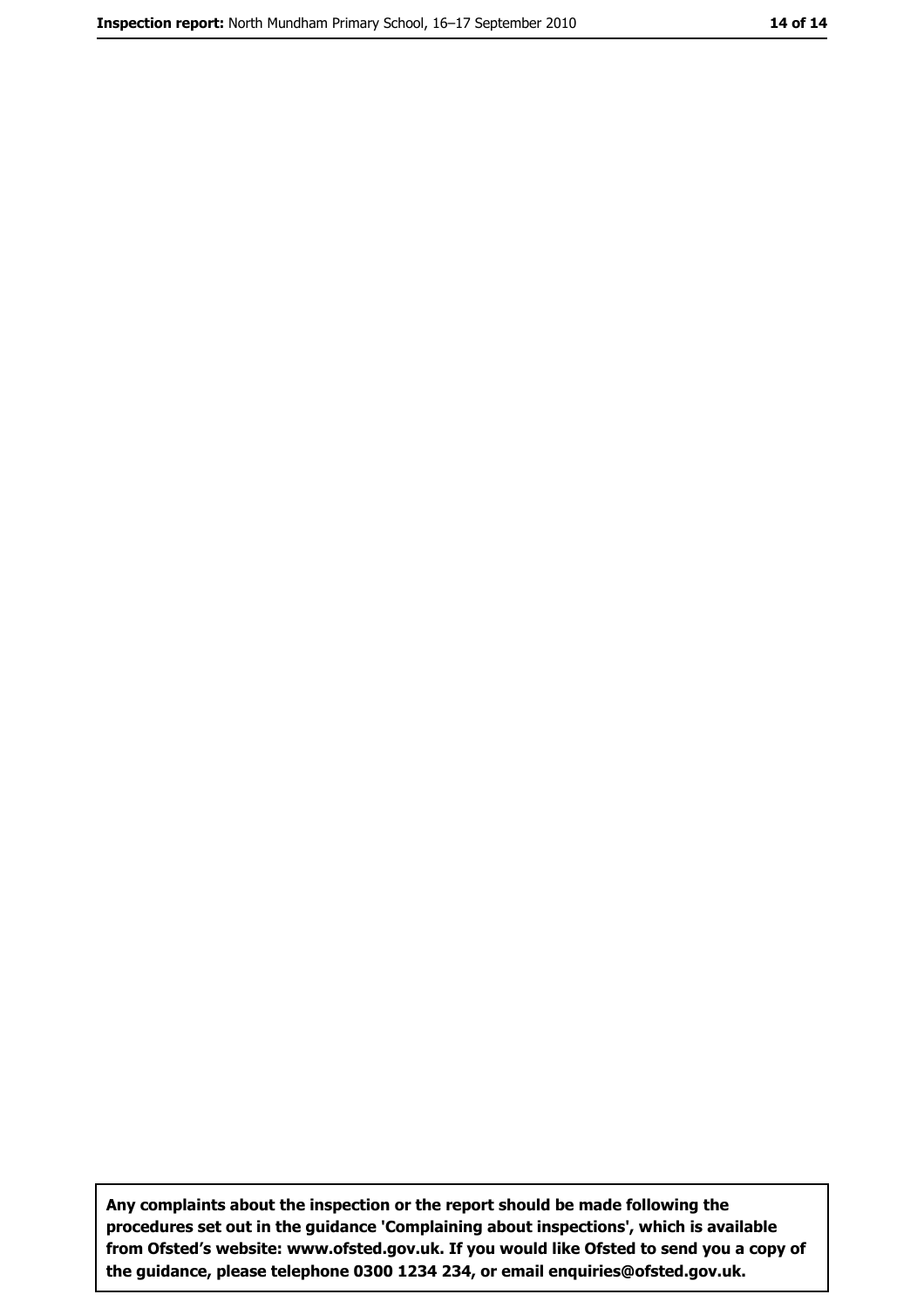**Any complaints about the inspection or the report should be made following the procedures set out in the guidance 'Complaining about inspections', which is available from Ofsted's website: www.ofsted.gov.uk. If you would like Ofsted to send you a copy of the guidance, please telephone 0300 1234 234, or email enquiries@ofsted.gov.uk.**